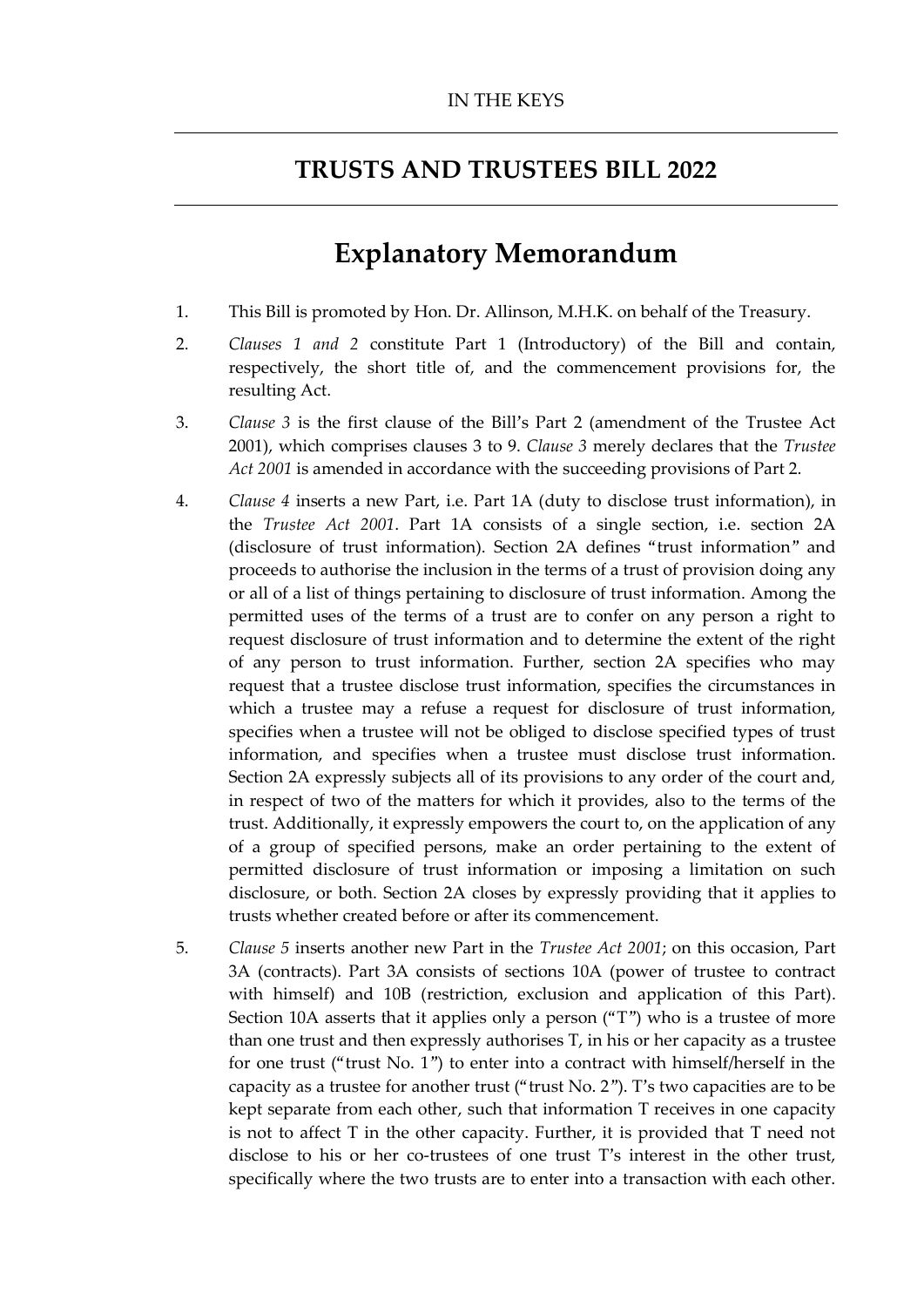IN THE KEYS

## TRUSTS AND TRUSTEES BILL 2022

# Explanatory Memorandum

1. This Bill is promoted by Hon. Dr. Allinson, M.H.K. on behalf of the Treasury.

2. *Clauses 1 and 2* constitute Part 1 (Introductory) of the Bill and contain, respectively, the short title of, and the commencement provisions for, the resulting Act.

3. *Clause 3* is the first clause of the Bill's Part 2 (amendment of the Trustee Act 2001), which comprises clauses 3 to 9. *Clause 3* merely declares that the *Trustee Act 2001* is amended in accordance with the succeeding provisions of Part 2.

4. *Clause 4* inserts a new Part, i.e. Part 1A (duty to disclose trust information), in the *Trustee Act 2001*. Part 1A consists of a single section, i.e. section 2A (disclosure of trust information). Section 2A defines "trust information" and proceeds to authorise the inclusion in the terms of a trust of provision doing any or all of a list of things pertaining to disclosure of trust information. Among the permitted uses of the terms of a trust are to confer on any person a right to request disclosure of trust information and to determine the extent of the right of any person to trust information. Further, section 2A specifies who may request that a trustee disclose trust information, specifies the circumstances in which a trustee may a refuse a request for disclosure of trust information, specifies when a trustee will not be obliged to disclose specified types of trust information, and specifies when a trustee must disclose trust information. Section 2A expressly subjects all of its provisions to any order of the court and, in respect of two of the matters for which it provides, also to the terms of the trust. Additionally, it expressly empowers the court to, on the application of any of a group of specified persons, make an order pertaining to the extent of permitted disclosure of trust information or imposing a limitation on such disclosure, or both. Section 2A closes by expressly providing that it applies to trusts whether created before or after its commencement.

5. *Clause 5* inserts another new Part in the *Trustee Act 2001*; on this occasion, Part 3A (contracts). Part 3A consists of sections 10A (power of trustee to contract with himself) and 10B (restriction, exclusion and application of this Part). Section 10A asserts that it applies only a person ("T") who is a trustee of more than one trust and then expressly authorises T, in his or her capacity as a trustee for one trust ("trust No. 1") to enter into a contract with himself/herself in the capacity as a trustee for another trust ("trust No. 2"). T's two capacities are to be kept separate from each other, such that information T receives in one capacity is not to affect T in the other capacity. Further, it is provided that T need not disclose to his or her co-trustees of one trust T's interest in the other trust, specifically where the two trusts are to enter into a transaction with each other.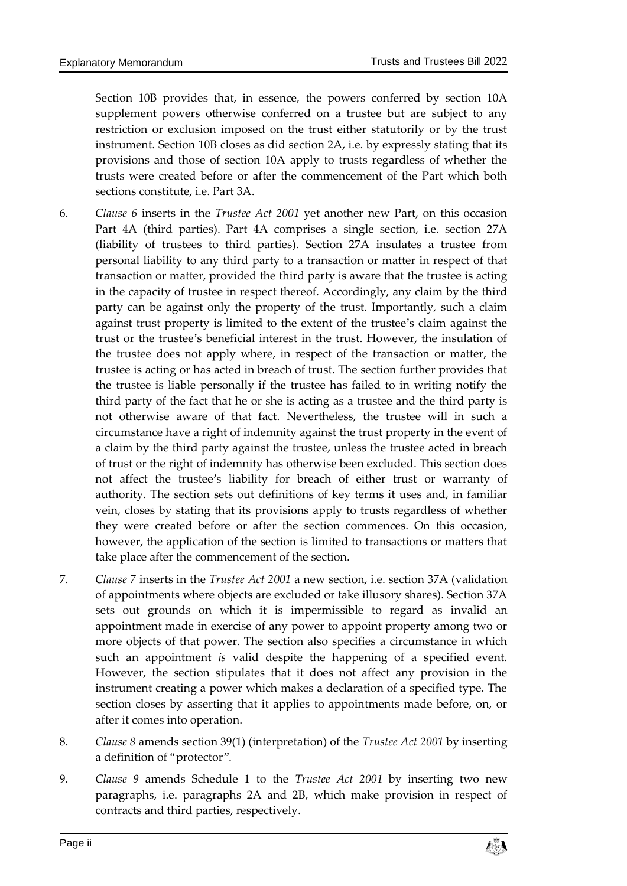Section 10B provides that, in essence, the powers conferred by section 10A supplement powers otherwise conferred on a trustee but are subject to any restriction or exclusion imposed on the trust either statutorily or by the trust instrument. Section 10B closes as did section 2A, i.e. by expressly stating that its provisions and those of section 10A apply to trusts regardless of whether the trusts were created before or after the commencement of the Part which both sections constitute, i.e. Part 3A.

6. *Clause 6* inserts in the *Trustee Act 2001* yet another new Part, on this occasion Part 4A (third parties). Part 4A comprises a single section, i.e. section 27A (liability of trustees to third parties). Section 27A insulates a trustee from personal liability to any third party to a transaction or matter in respect of that transaction or matter, provided the third party is aware that the trustee is acting in the capacity of trustee in respect thereof. Accordingly, any claim by the third party can be against only the property of the trust. Importantly, such a claim against trust property is limited to the extent of the trustee's claim against the trust or the trustee's beneficial interest in the trust. However, the insulation of the trustee does not apply where, in respect of the transaction or matter, the trustee is acting or has acted in breach of trust. The section further provides that the trustee is liable personally if the trustee has failed to in writing notify the third party of the fact that he or she is acting as a trustee and the third party is not otherwise aware of that fact. Nevertheless, the trustee will in such a circumstance have a right of indemnity against the trust property in the event of a claim by the third party against the trustee, unless the trustee acted in breach of trust or the right of indemnity has otherwise been excluded. This section does not affect the trustee's liability for breach of either trust or warranty of authority. The section sets out definitions of key terms it uses and, in familiar vein, closes by stating that its provisions apply to trusts regardless of whether they were created before or after the section commences. On this occasion, however, the application of the section is limited to transactions or matters that take place after the commencement of the section.

7. *Clause 7* inserts in the *Trustee Act 2001* a new section, i.e. section 37A (validation of appointments where objects are excluded or take illusory shares). Section 37A sets out grounds on which it is impermissible to regard as invalid an appointment made in exercise of any power to appoint property among two or more objects of that power. The section also specifies a circumstance in which such an appointment *is* valid despite the happening of a specified event. However, the section stipulates that it does not affect any provision in the instrument creating a power which makes a declaration of a specified type. The section closes by asserting that it applies to appointments made before, on, or after it comes into operation.

8. *Clause 8* amends section 39(1) (interpretation) of the *Trustee Act 2001* by inserting a definition of "protector".

9. *Clause 9* amends Schedule 1 to the *Trustee Act 2001* by inserting two new paragraphs, i.e. paragraphs 2A and 2B, which make provision in respect of contracts and third parties, respectively.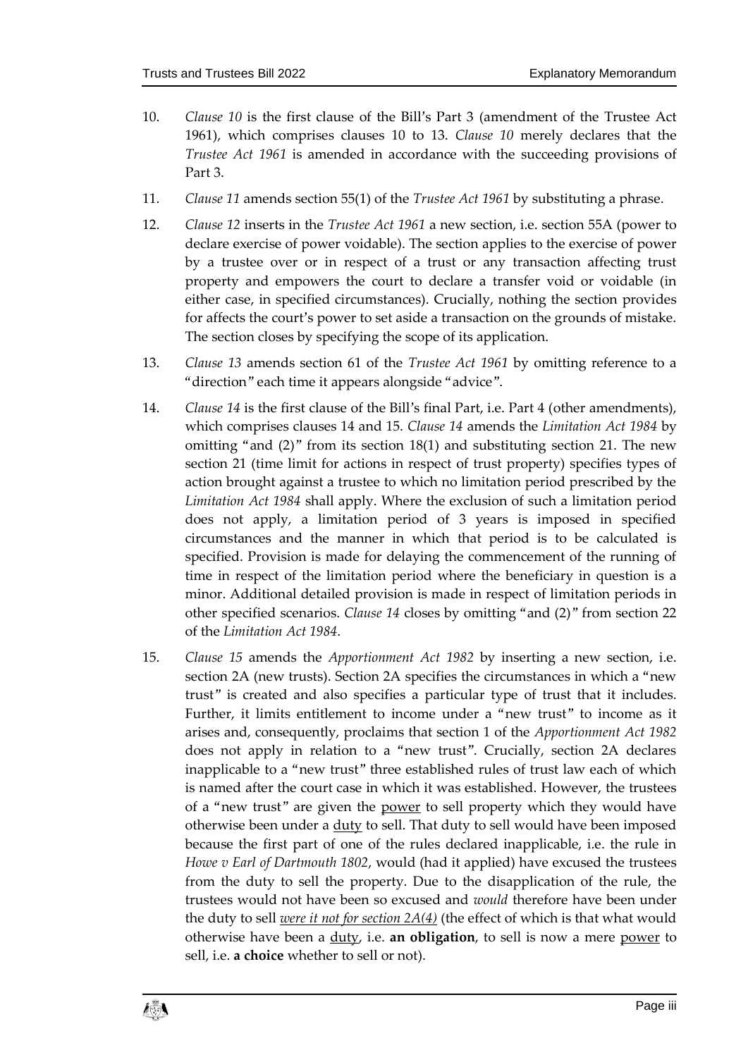10. *Clause 10* is the first clause of the Bill's Part 3 (amendment of the Trustee Act 1961), which comprises clauses 10 to 13. *Clause 10* merely declares that the *Trustee Act 1961* is amended in accordance with the succeeding provisions of Part 3.

11. *Clause 11* amends section 55(1) of the *Trustee Act 1961* by substituting a phrase.

12. *Clause 12* inserts in the *Trustee Act 1961* a new section, i.e. section 55A (power to declare exercise of power voidable). The section applies to the exercise of power by a trustee over or in respect of a trust or any transaction affecting trust property and empowers the court to declare a transfer void or voidable (in either case, in specified circumstances). Crucially, nothing the section provides for affects the court's power to set aside a transaction on the grounds of mistake. The section closes by specifying the scope of its application.

13. *Clause 13* amends section 61 of the *Trustee Act 1961* by omitting reference to a "direction" each time it appears alongside "advice".

14. *Clause 14* is the first clause of the Bill's final Part, i.e. Part 4 (other amendments), which comprises clauses 14 and 15. *Clause 14* amends the *Limitation Act 1984* by omitting "and (2)" from its section 18(1) and substituting section 21. The new section 21 (time limit for actions in respect of trust property) specifies types of action brought against a trustee to which no limitation period prescribed by the *Limitation Act 1984* shall apply. Where the exclusion of such a limitation period does not apply, a limitation period of 3 years is imposed in specified circumstances and the manner in which that period is to be calculated is specified. Provision is made for delaying the commencement of the running of time in respect of the limitation period where the beneficiary in question is a minor. Additional detailed provision is made in respect of limitation periods in other specified scenarios. *Clause 14* closes by omitting "and (2)" from section 22 of the *Limitation Act 1984*.

15. *Clause 15* amends the *Apportionment Act 1982* by inserting a new section, i.e. section 2A (new trusts). Section 2A specifies the circumstances in which a "new trust" is created and also specifies a particular type of trust that it includes. Further, it limits entitlement to income under a "new trust" to income as it arises and, consequently, proclaims that section 1 of the *Apportionment Act 1982* does not apply in relation to a "new trust". Crucially, section 2A declares inapplicable to a "new trust" three established rules of trust law each of which is named after the court case in which it was established. However, the trustees of a "new trust" are given the <u>power</u> to sell property which they would have otherwise been under a <u>duty</u> to sell. That duty to sell would have been imposed because the first part of one of the rules declared inapplicable, i.e. the rule in *Howe v Earl of Dartmouth 1802*, would (had it applied) have excused the trustees from the duty to sell the property. Due to the disapplication of the rule, the trustees would not have been so excused and *would* therefore have been under the duty to sell <u>*were it not for section 2A(4)*</u> (the effect of which is that what would otherwise have been a <u>duty</u>, i.e. **an obligation**, to sell is now a mere <u>power</u> to sell, i.e. **a choice** whether to sell or not).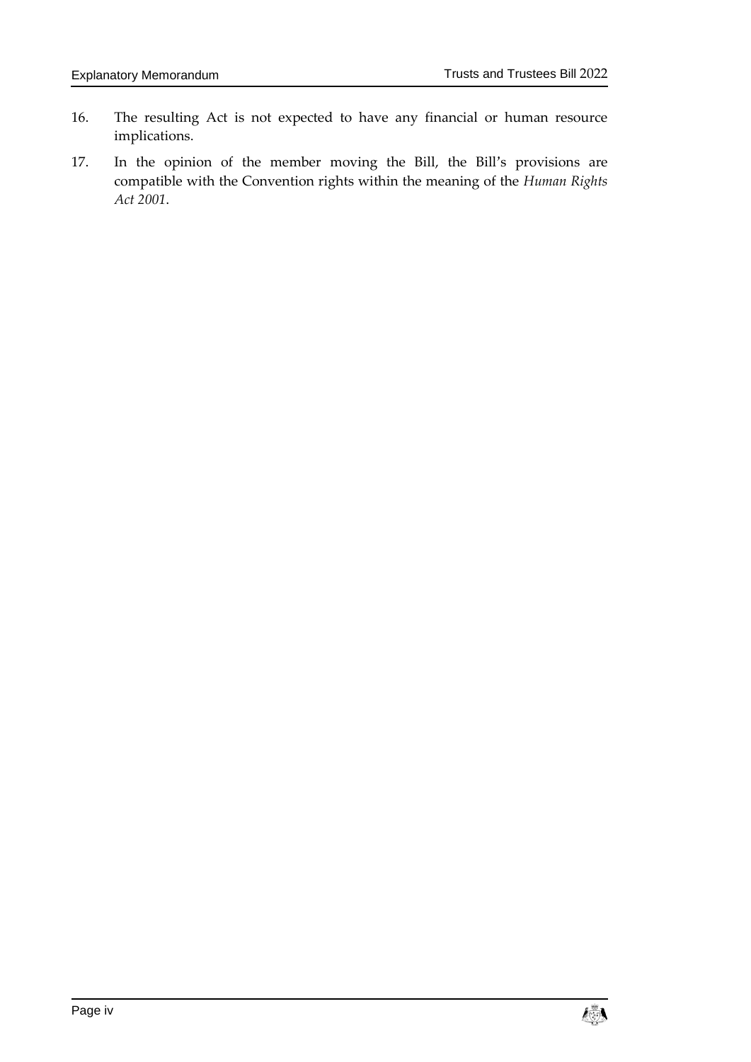16. The resulting Act is not expected to have any financial or human resource implications.

17. In the opinion of the member moving the Bill, the Bill's provisions are compatible with the Convention rights within the meaning of the *Human Rights Act 2001*.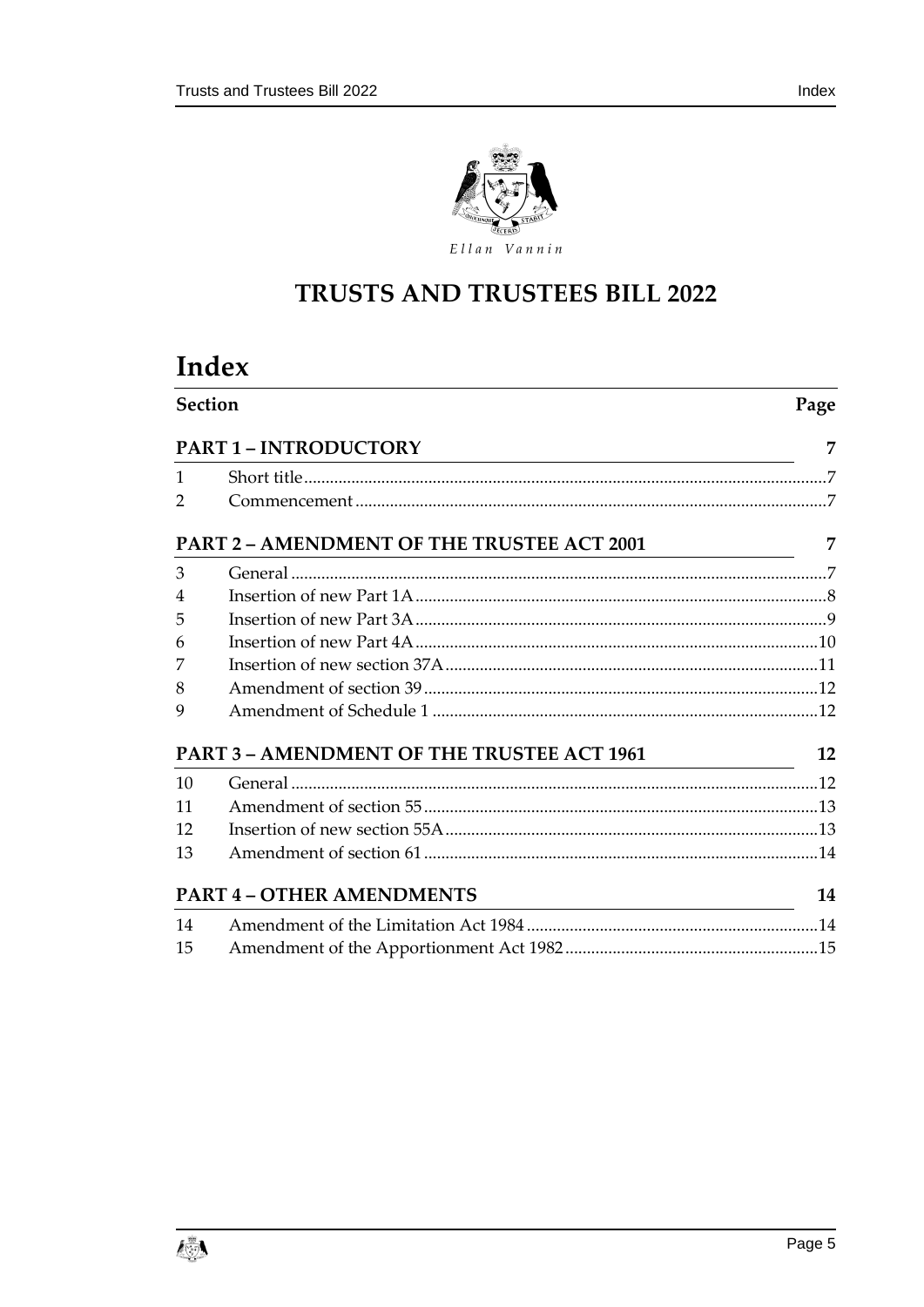Ellan Vannin

# TRUSTS AND TRUSTEES BILL 2022

## Index

| Section | | Page |
|---|---|---|
| **PART 1 – INTRODUCTORY** | | **7** |
| 1 | Short title | 7 |
| 2 | Commencement | 7 |
| **PART 2 – AMENDMENT OF THE TRUSTEE ACT 2001** | | **7** |
| 3 | General | 7 |
| 4 | Insertion of new Part 1A | 8 |
| 5 | Insertion of new Part 3A | 9 |
| 6 | Insertion of new Part 4A | 10 |
| 7 | Insertion of new section 37A | 11 |
| 8 | Amendment of section 39 | 12 |
| 9 | Amendment of Schedule 1 | 12 |
| **PART 3 – AMENDMENT OF THE TRUSTEE ACT 1961** | | **12** |
| 10 | General | 12 |
| 11 | Amendment of section 55 | 13 |
| 12 | Insertion of new section 55A | 13 |
| 13 | Amendment of section 61 | 14 |
| **PART 4 – OTHER AMENDMENTS** | | **14** |
| 14 | Amendment of the Limitation Act 1984 | 14 |
| 15 | Amendment of the Apportionment Act 1982 | 15 |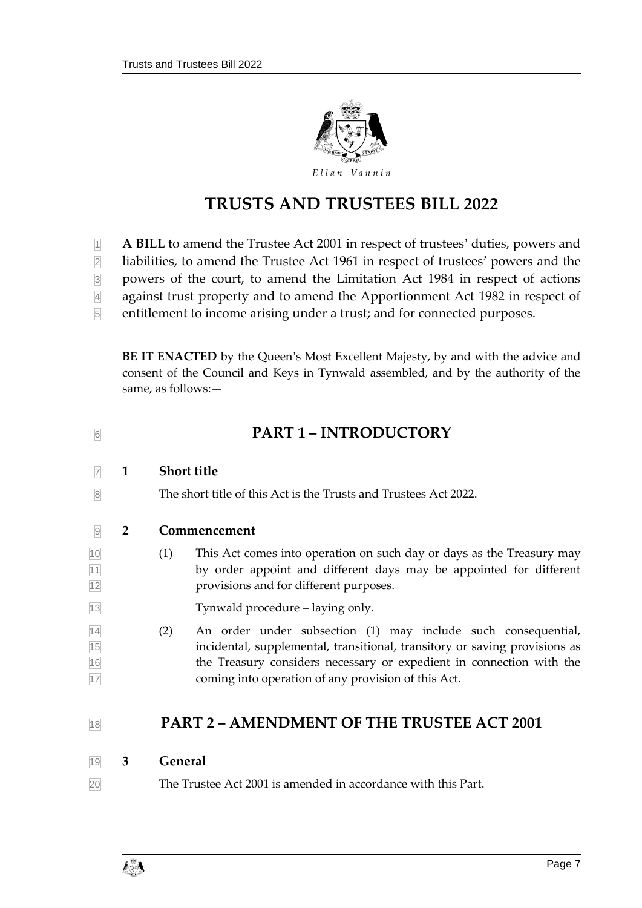Ellan Vannin

# TRUSTS AND TRUSTEES BILL 2022

**A BILL** to amend the Trustee Act 2001 in respect of trustees' duties, powers and liabilities, to amend the Trustee Act 1961 in respect of trustees' powers and the powers of the court, to amend the Limitation Act 1984 in respect of actions against trust property and to amend the Apportionment Act 1982 in respect of entitlement to income arising under a trust; and for connected purposes.

---

**BE IT ENACTED** by the Queen's Most Excellent Majesty, by and with the advice and consent of the Council and Keys in Tynwald assembled, and by the authority of the same, as follows:—

## PART 1 – INTRODUCTORY

### 1 Short title

The short title of this Act is the Trusts and Trustees Act 2022.

### 2 Commencement

(1) This Act comes into operation on such day or days as the Treasury may by order appoint and different days may be appointed for different provisions and for different purposes.

Tynwald procedure – laying only.

(2) An order under subsection (1) may include such consequential, incidental, supplemental, transitional, transitory or saving provisions as the Treasury considers necessary or expedient in connection with the coming into operation of any provision of this Act.

## PART 2 – AMENDMENT OF THE TRUSTEE ACT 2001

### 3 General

The Trustee Act 2001 is amended in accordance with this Part.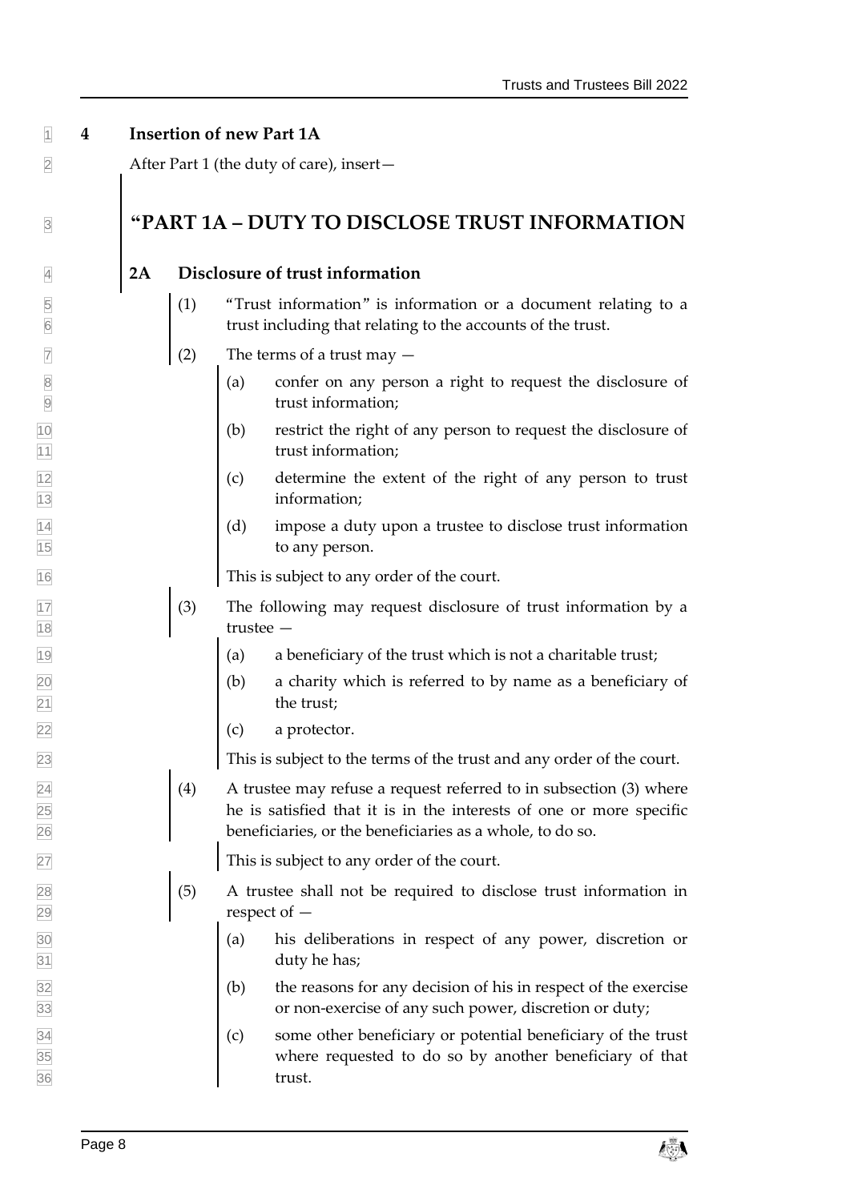## 4 Insertion of new Part 1A

After Part 1 (the duty of care), insert—

# "PART 1A – DUTY TO DISCLOSE TRUST INFORMATION

### 2A Disclosure of trust information

(1) "Trust information" is information or a document relating to a trust including that relating to the accounts of the trust.

(2) The terms of a trust may —

(a) confer on any person a right to request the disclosure of trust information;

(b) restrict the right of any person to request the disclosure of trust information;

(c) determine the extent of the right of any person to trust information;

(d) impose a duty upon a trustee to disclose trust information to any person.

This is subject to any order of the court.

(3) The following may request disclosure of trust information by a trustee —

(a) a beneficiary of the trust which is not a charitable trust;

(b) a charity which is referred to by name as a beneficiary of the trust;

(c) a protector.

This is subject to the terms of the trust and any order of the court.

(4) A trustee may refuse a request referred to in subsection (3) where he is satisfied that it is in the interests of one or more specific beneficiaries, or the beneficiaries as a whole, to do so.

This is subject to any order of the court.

(5) A trustee shall not be required to disclose trust information in respect of —

(a) his deliberations in respect of any power, discretion or duty he has;

(b) the reasons for any decision of his in respect of the exercise or non-exercise of any such power, discretion or duty;

(c) some other beneficiary or potential beneficiary of the trust where requested to do so by another beneficiary of that trust.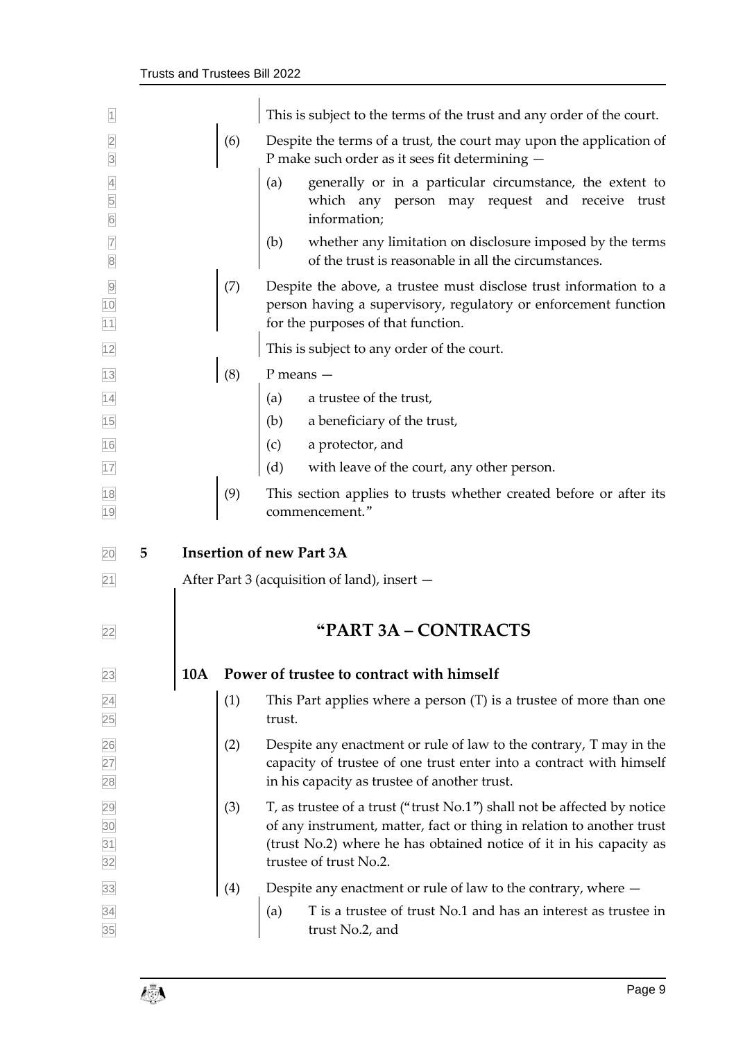This is subject to the terms of the trust and any order of the court.

(6) Despite the terms of a trust, the court may upon the application of P make such order as it sees fit determining —

(a) generally or in a particular circumstance, the extent to which any person may request and receive trust information;

(b) whether any limitation on disclosure imposed by the terms of the trust is reasonable in all the circumstances.

(7) Despite the above, a trustee must disclose trust information to a person having a supervisory, regulatory or enforcement function for the purposes of that function.

This is subject to any order of the court.

(8) P means —

(a) a trustee of the trust,

(b) a beneficiary of the trust,

(c) a protector, and

(d) with leave of the court, any other person.

(9) This section applies to trusts whether created before or after its commencement."

## 5 Insertion of new Part 3A

After Part 3 (acquisition of land), insert —

# "PART 3A – CONTRACTS

### 10A Power of trustee to contract with himself

(1) This Part applies where a person (T) is a trustee of more than one trust.

(2) Despite any enactment or rule of law to the contrary, T may in the capacity of trustee of one trust enter into a contract with himself in his capacity as trustee of another trust.

(3) T, as trustee of a trust ("trust No.1") shall not be affected by notice of any instrument, matter, fact or thing in relation to another trust (trust No.2) where he has obtained notice of it in his capacity as trustee of trust No.2.

(4) Despite any enactment or rule of law to the contrary, where —

(a) T is a trustee of trust No.1 and has an interest as trustee in trust No.2, and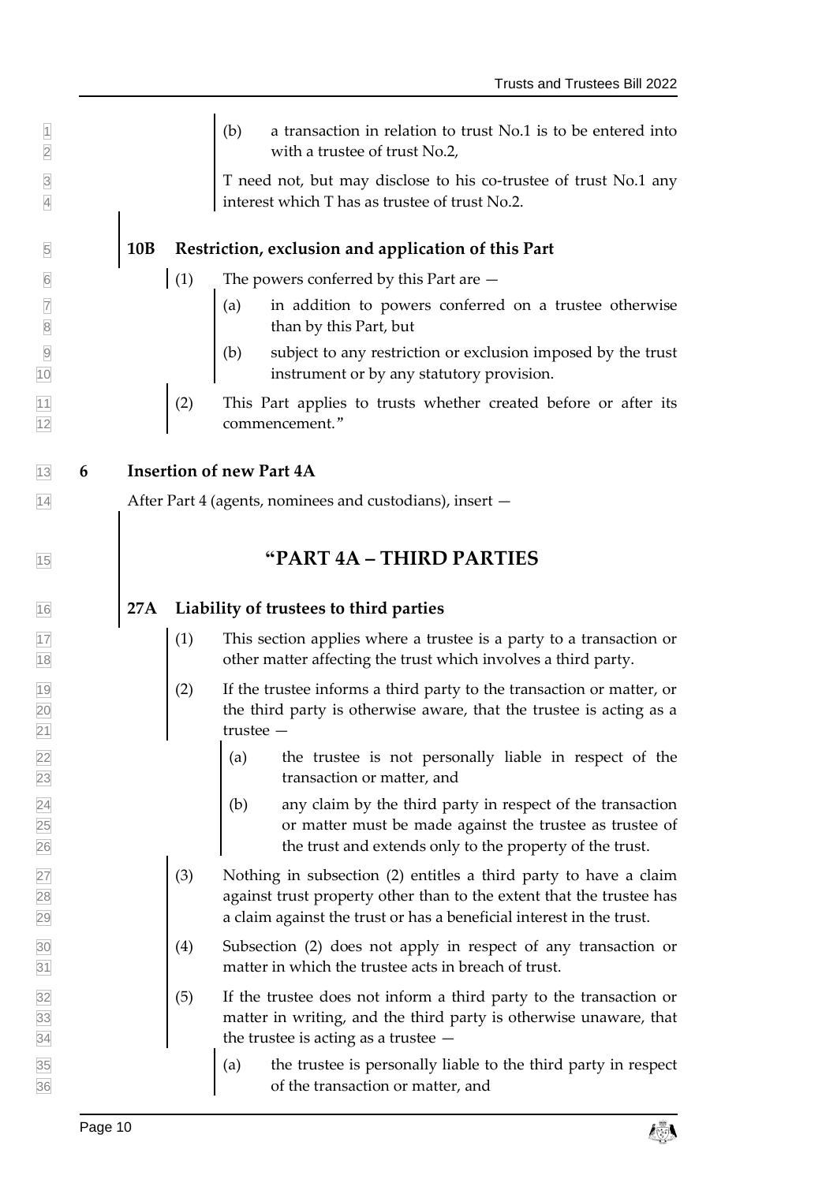(b) a transaction in relation to trust No.1 is to be entered into with a trustee of trust No.2,

T need not, but may disclose to his co-trustee of trust No.1 any interest which T has as trustee of trust No.2.

**10B Restriction, exclusion and application of this Part**

(1) The powers conferred by this Part are —

(a) in addition to powers conferred on a trustee otherwise than by this Part, but

(b) subject to any restriction or exclusion imposed by the trust instrument or by any statutory provision.

(2) This Part applies to trusts whether created before or after its commencement."

**6 Insertion of new Part 4A**

After Part 4 (agents, nominees and custodians), insert —

## "PART 4A – THIRD PARTIES

**27A Liability of trustees to third parties**

(1) This section applies where a trustee is a party to a transaction or other matter affecting the trust which involves a third party.

(2) If the trustee informs a third party to the transaction or matter, or the third party is otherwise aware, that the trustee is acting as a trustee —

(a) the trustee is not personally liable in respect of the transaction or matter, and

(b) any claim by the third party in respect of the transaction or matter must be made against the trustee as trustee of the trust and extends only to the property of the trust.

(3) Nothing in subsection (2) entitles a third party to have a claim against trust property other than to the extent that the trustee has a claim against the trust or has a beneficial interest in the trust.

(4) Subsection (2) does not apply in respect of any transaction or matter in which the trustee acts in breach of trust.

(5) If the trustee does not inform a third party to the transaction or matter in writing, and the third party is otherwise unaware, that the trustee is acting as a trustee —

(a) the trustee is personally liable to the third party in respect of the transaction or matter, and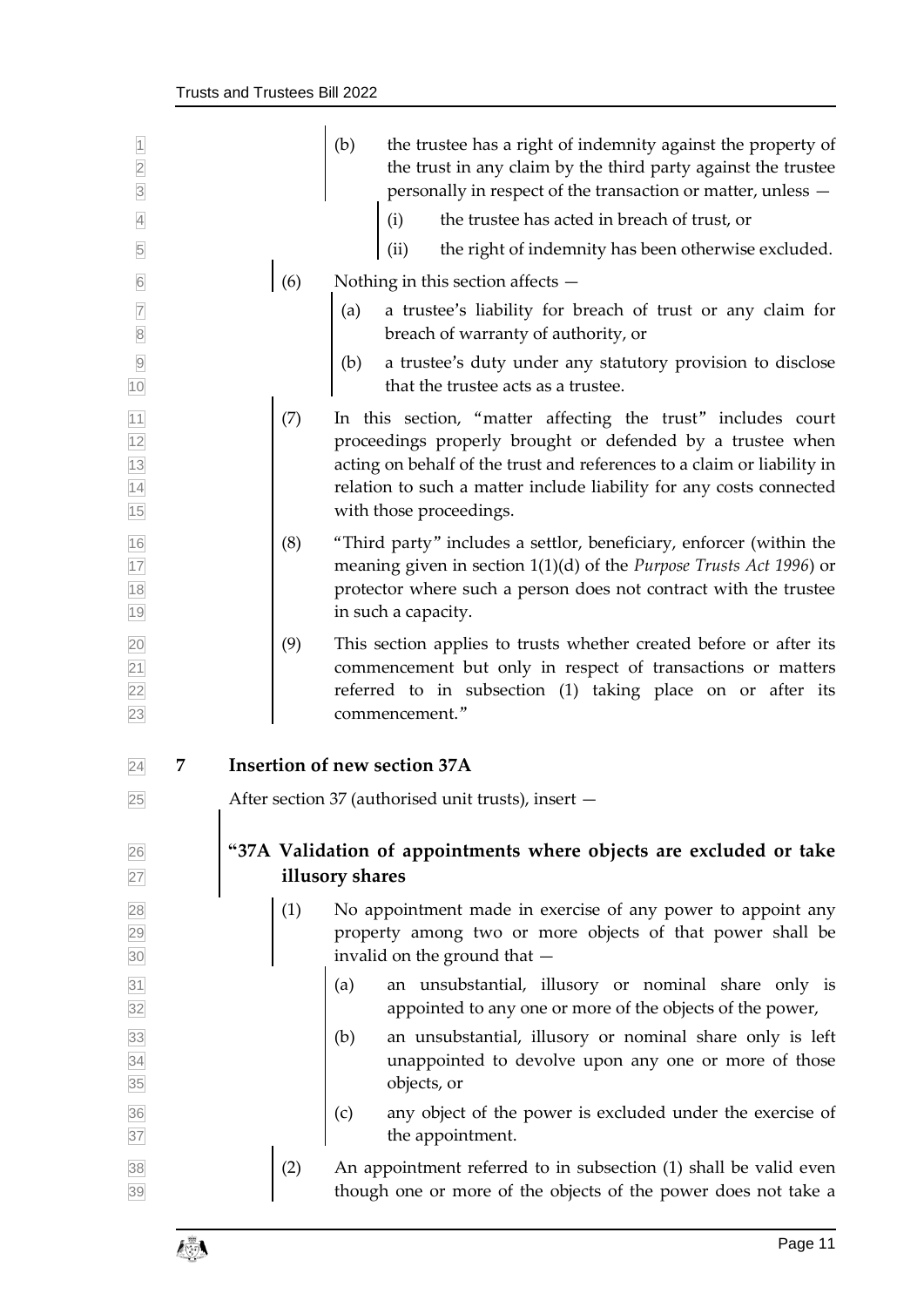(b) the trustee has a right of indemnity against the property of the trust in any claim by the third party against the trustee personally in respect of the transaction or matter, unless —

(i) the trustee has acted in breach of trust, or

(ii) the right of indemnity has been otherwise excluded.

(6) Nothing in this section affects —

(a) a trustee's liability for breach of trust or any claim for breach of warranty of authority, or

(b) a trustee's duty under any statutory provision to disclose that the trustee acts as a trustee.

(7) In this section, "matter affecting the trust" includes court proceedings properly brought or defended by a trustee when acting on behalf of the trust and references to a claim or liability in relation to such a matter include liability for any costs connected with those proceedings.

(8) "Third party" includes a settlor, beneficiary, enforcer (within the meaning given in section 1(1)(d) of the *Purpose Trusts Act 1996*) or protector where such a person does not contract with the trustee in such a capacity.

(9) This section applies to trusts whether created before or after its commencement but only in respect of transactions or matters referred to in subsection (1) taking place on or after its commencement."

## 7 Insertion of new section 37A

After section 37 (authorised unit trusts), insert —

### "37A Validation of appointments where objects are excluded or take illusory shares

(1) No appointment made in exercise of any power to appoint any property among two or more objects of that power shall be invalid on the ground that —

(a) an unsubstantial, illusory or nominal share only is appointed to any one or more of the objects of the power,

(b) an unsubstantial, illusory or nominal share only is left unappointed to devolve upon any one or more of those objects, or

(c) any object of the power is excluded under the exercise of the appointment.

(2) An appointment referred to in subsection (1) shall be valid even though one or more of the objects of the power does not take a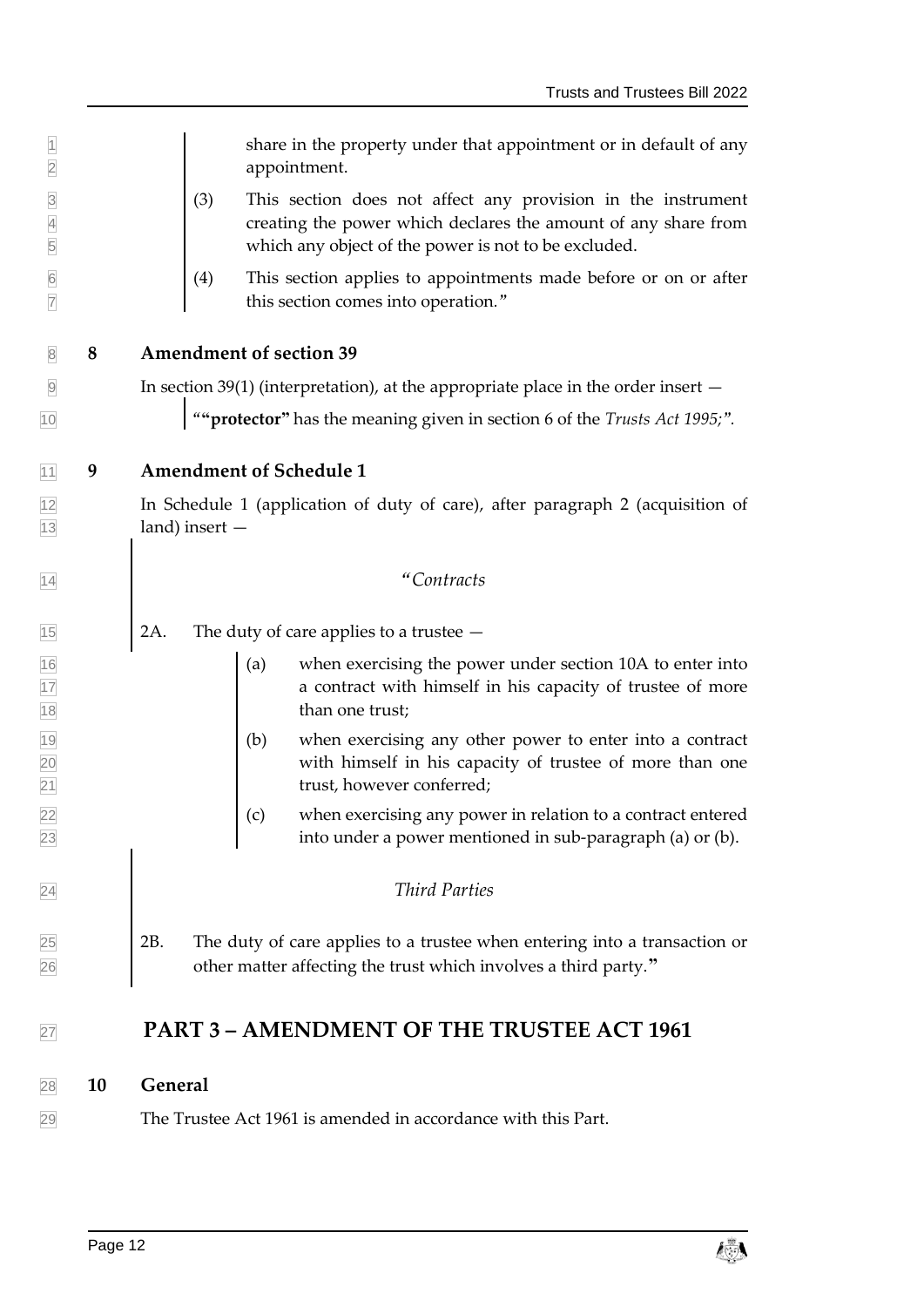share in the property under that appointment or in default of any appointment.

(3) This section does not affect any provision in the instrument creating the power which declares the amount of any share from which any object of the power is not to be excluded.

(4) This section applies to appointments made before or on or after this section comes into operation."

### 8 Amendment of section 39

In section 39(1) (interpretation), at the appropriate place in the order insert —

"**"protector"** has the meaning given in section 6 of the *Trusts Act 1995;*".

### 9 Amendment of Schedule 1

In Schedule 1 (application of duty of care), after paragraph 2 (acquisition of land) insert —

*"Contracts*

2A. The duty of care applies to a trustee —

(a) when exercising the power under section 10A to enter into a contract with himself in his capacity of trustee of more than one trust;

(b) when exercising any other power to enter into a contract with himself in his capacity of trustee of more than one trust, however conferred;

(c) when exercising any power in relation to a contract entered into under a power mentioned in sub-paragraph (a) or (b).

*Third Parties*

2B. The duty of care applies to a trustee when entering into a transaction or other matter affecting the trust which involves a third party."

## PART 3 – AMENDMENT OF THE TRUSTEE ACT 1961

### 10 General

The Trustee Act 1961 is amended in accordance with this Part.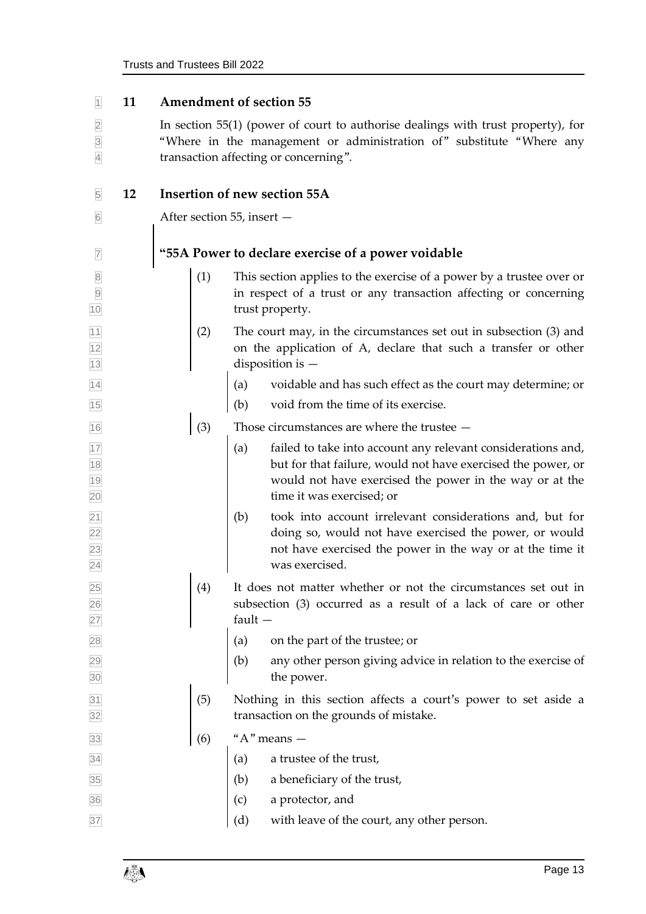## 11 Amendment of section 55

In section 55(1) (power of court to authorise dealings with trust property), for "Where in the management or administration of" substitute "Where any transaction affecting or concerning".

## 12 Insertion of new section 55A

After section 55, insert —

**"55A Power to declare exercise of a power voidable**

(1) This section applies to the exercise of a power by a trustee over or in respect of a trust or any transaction affecting or concerning trust property.

(2) The court may, in the circumstances set out in subsection (3) and on the application of A, declare that such a transfer or other disposition is —

(a) voidable and has such effect as the court may determine; or

(b) void from the time of its exercise.

(3) Those circumstances are where the trustee —

(a) failed to take into account any relevant considerations and, but for that failure, would not have exercised the power, or would not have exercised the power in the way or at the time it was exercised; or

(b) took into account irrelevant considerations and, but for doing so, would not have exercised the power, or would not have exercised the power in the way or at the time it was exercised.

(4) It does not matter whether or not the circumstances set out in subsection (3) occurred as a result of a lack of care or other fault —

(a) on the part of the trustee; or

(b) any other person giving advice in relation to the exercise of the power.

(5) Nothing in this section affects a court's power to set aside a transaction on the grounds of mistake.

(6) "A" means —

(a) a trustee of the trust,

(b) a beneficiary of the trust,

(c) a protector, and

(d) with leave of the court, any other person.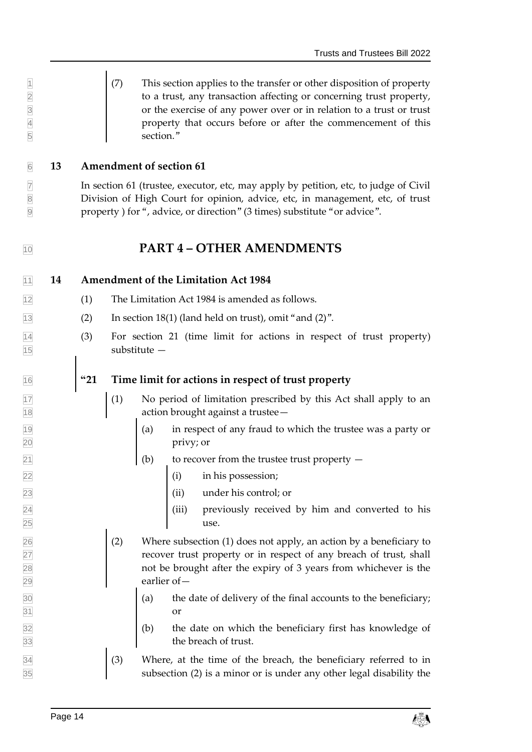(7) This section applies to the transfer or other disposition of property to a trust, any transaction affecting or concerning trust property, or the exercise of any power over or in relation to a trust or trust property that occurs before or after the commencement of this section."

### 13 Amendment of section 61

In section 61 (trustee, executor, etc, may apply by petition, etc, to judge of Civil Division of High Court for opinion, advice, etc, in management, etc, of trust property ) for ", advice, or direction" (3 times) substitute "or advice".

## PART 4 – OTHER AMENDMENTS

### 14 Amendment of the Limitation Act 1984

(1) The Limitation Act 1984 is amended as follows.

(2) In section 18(1) (land held on trust), omit "and (2)".

(3) For section 21 (time limit for actions in respect of trust property) substitute —

**"21 Time limit for actions in respect of trust property**

(1) No period of limitation prescribed by this Act shall apply to an action brought against a trustee—

(a) in respect of any fraud to which the trustee was a party or privy; or

(b) to recover from the trustee trust property —

(i) in his possession;

(ii) under his control; or

(iii) previously received by him and converted to his use.

(2) Where subsection (1) does not apply, an action by a beneficiary to recover trust property or in respect of any breach of trust, shall not be brought after the expiry of 3 years from whichever is the earlier of—

(a) the date of delivery of the final accounts to the beneficiary; or

(b) the date on which the beneficiary first has knowledge of the breach of trust.

(3) Where, at the time of the breach, the beneficiary referred to in subsection (2) is a minor or is under any other legal disability the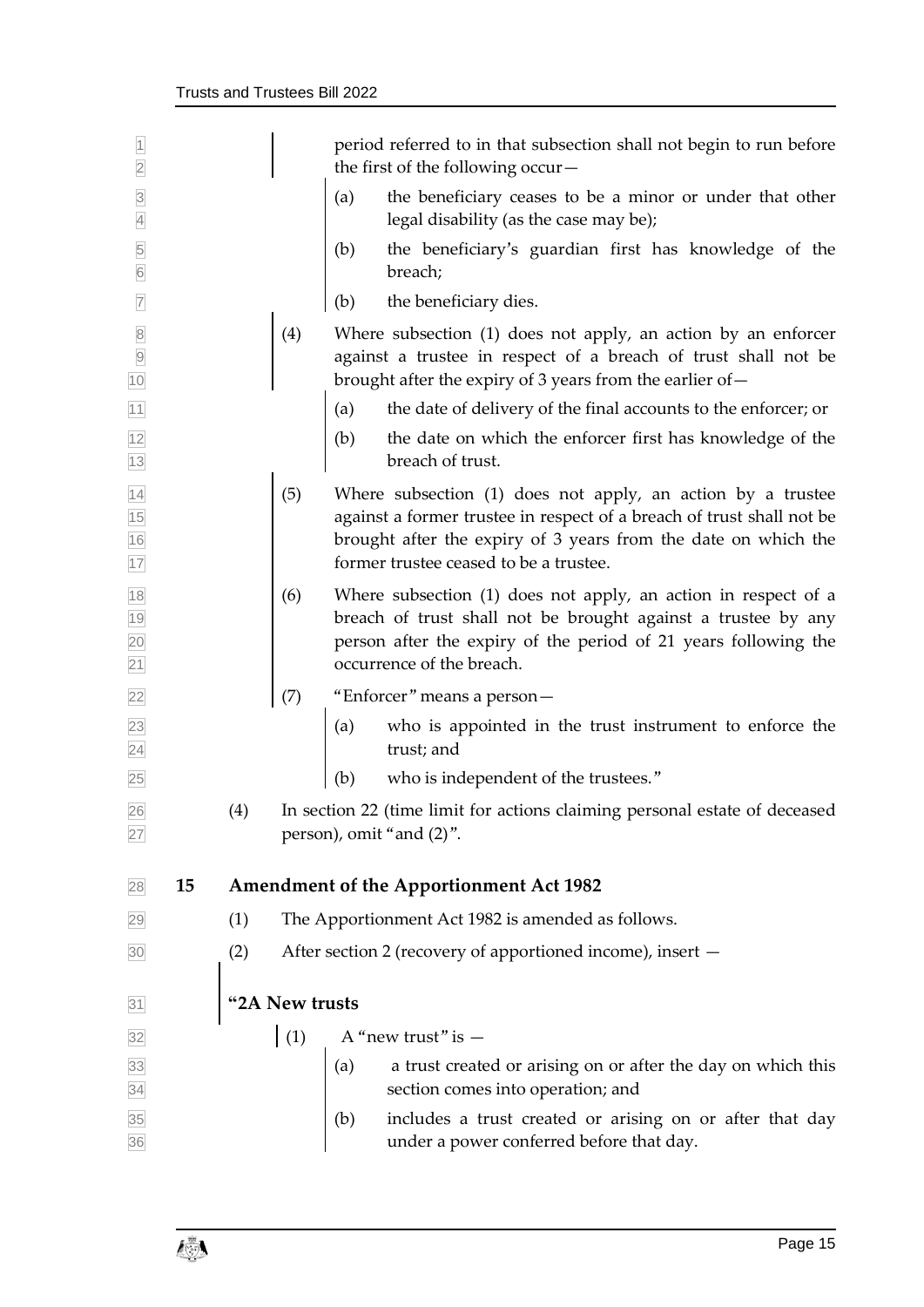period referred to in that subsection shall not begin to run before the first of the following occur—

(a) the beneficiary ceases to be a minor or under that other legal disability (as the case may be);

(b) the beneficiary's guardian first has knowledge of the breach;

(b) the beneficiary dies.

(4) Where subsection (1) does not apply, an action by an enforcer against a trustee in respect of a breach of trust shall not be brought after the expiry of 3 years from the earlier of—

(a) the date of delivery of the final accounts to the enforcer; or

(b) the date on which the enforcer first has knowledge of the breach of trust.

(5) Where subsection (1) does not apply, an action by a trustee against a former trustee in respect of a breach of trust shall not be brought after the expiry of 3 years from the date on which the former trustee ceased to be a trustee.

(6) Where subsection (1) does not apply, an action in respect of a breach of trust shall not be brought against a trustee by any person after the expiry of the period of 21 years following the occurrence of the breach.

(7) "Enforcer" means a person—

(a) who is appointed in the trust instrument to enforce the trust; and

(b) who is independent of the trustees."

(4) In section 22 (time limit for actions claiming personal estate of deceased person), omit "and (2)".

## 15 Amendment of the Apportionment Act 1982

(1) The Apportionment Act 1982 is amended as follows.

(2) After section 2 (recovery of apportioned income), insert —

### "2A New trusts

(1) A "new trust" is —

(a) a trust created or arising on or after the day on which this section comes into operation; and

(b) includes a trust created or arising on or after that day under a power conferred before that day.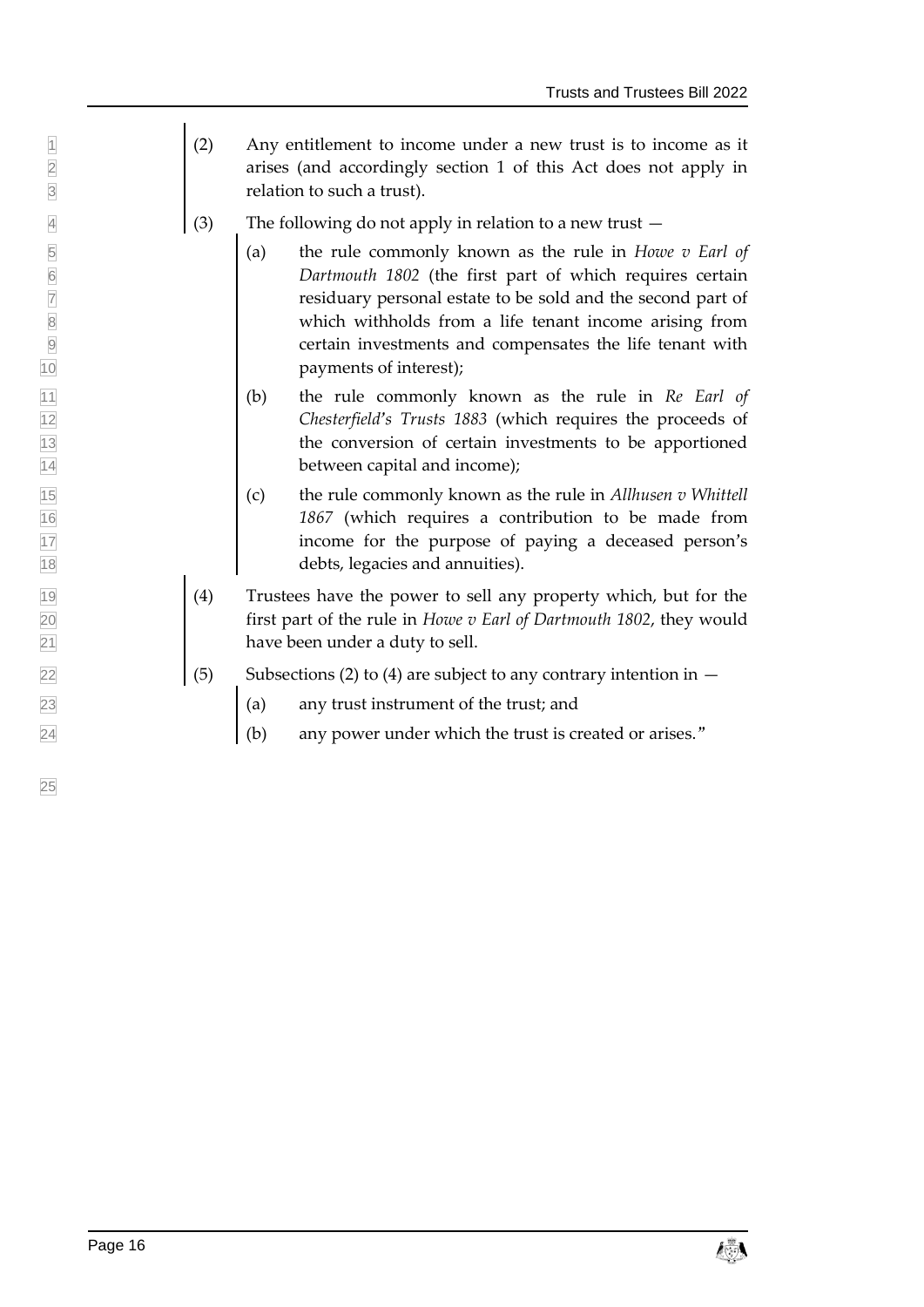(2) Any entitlement to income under a new trust is to income as it arises (and accordingly section 1 of this Act does not apply in relation to such a trust).

(3) The following do not apply in relation to a new trust —

- (a) the rule commonly known as the rule in *Howe v Earl of Dartmouth 1802* (the first part of which requires certain residuary personal estate to be sold and the second part of which withholds from a life tenant income arising from certain investments and compensates the life tenant with payments of interest);
- (b) the rule commonly known as the rule in *Re Earl of Chesterfield's Trusts 1883* (which requires the proceeds of the conversion of certain investments to be apportioned between capital and income);
- (c) the rule commonly known as the rule in *Allhusen v Whittell 1867* (which requires a contribution to be made from income for the purpose of paying a deceased person's debts, legacies and annuities).

(4) Trustees have the power to sell any property which, but for the first part of the rule in *Howe v Earl of Dartmouth 1802*, they would have been under a duty to sell.

(5) Subsections (2) to (4) are subject to any contrary intention in —

- (a) any trust instrument of the trust; and
- (b) any power under which the trust is created or arises."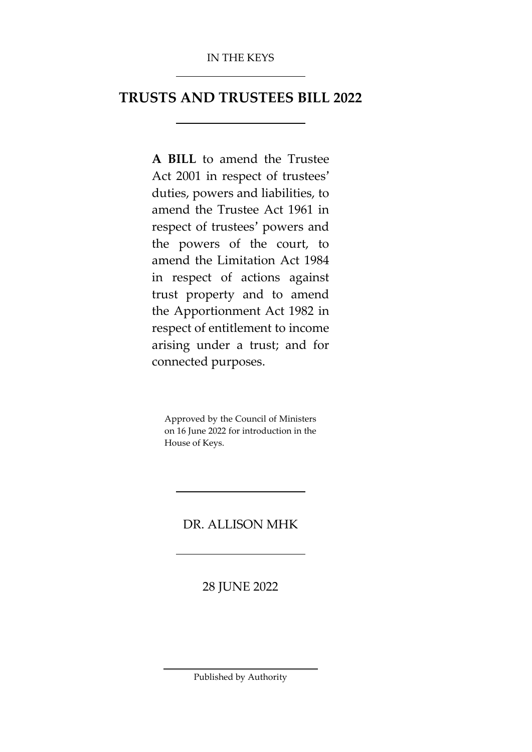IN THE KEYS

# TRUSTS AND TRUSTEES BILL 2022

**A BILL** to amend the Trustee Act 2001 in respect of trustees' duties, powers and liabilities, to amend the Trustee Act 1961 in respect of trustees' powers and the powers of the court, to amend the Limitation Act 1984 in respect of actions against trust property and to amend the Apportionment Act 1982 in respect of entitlement to income arising under a trust; and for connected purposes.

Approved by the Council of Ministers on 16 June 2022 for introduction in the House of Keys.

DR. ALLISON MHK

28 JUNE 2022

Published by Authority